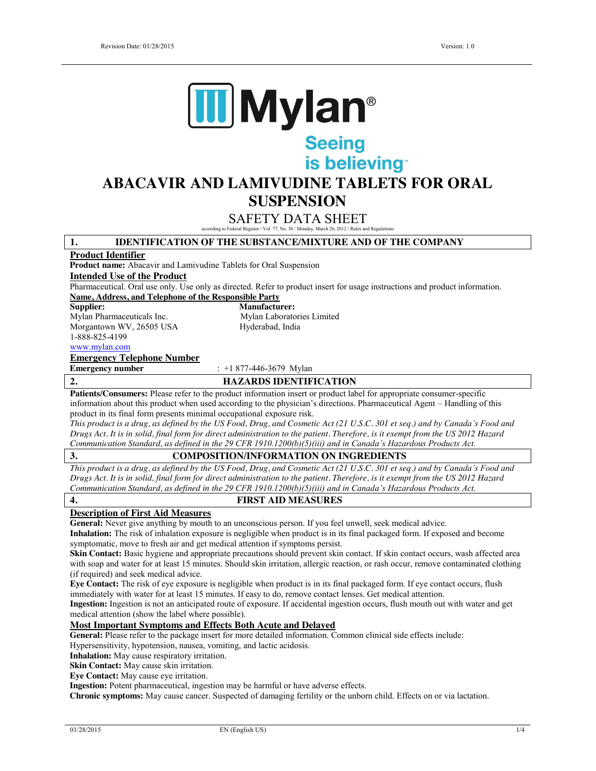Revision Date: 01/28/2015 Version: 1.0

Mylan®

Seeing is believing™

# ABACAVIR AND LAMIVUDINE TABLETS FOR ORAL SUSPENSION

## SAFETY DATA SHEET

according to Federal Register / Vol. 77, No. 58 / Monday, March 26, 2012 / Rules and Regulations

## 1. IDENTIFICATION OF THE SUBSTANCE/MIXTURE AND OF THE COMPANY

**Product Identifier**

**Product name:** Abacavir and Lamivudine Tablets for Oral Suspension

**Intended Use of the Product**

Pharmaceutical. Oral use only. Use only as directed. Refer to product insert for usage instructions and product information.

**Name, Address, and Telephone of the Responsible Party**

**Supplier:**
Mylan Pharmaceuticals Inc.
Morgantown WV, 26505 USA
1-888-825-4199
www.mylan.com

**Manufacturer:**
Mylan Laboratories Limited
Hyderabad, India

**Emergency Telephone Number**

**Emergency number** : +1 877-446-3679 Mylan

## 2. HAZARDS IDENTIFICATION

**Patients/Consumers:** Please refer to the product information insert or product label for appropriate consumer-specific information about this product when used according to the physician's directions. Pharmaceutical Agent – Handling of this product in its final form presents minimal occupational exposure risk.

*This product is a drug, as defined by the US Food, Drug, and Cosmetic Act (21 U.S.C. 301 et seq.) and by Canada's Food and Drugs Act. It is in solid, final form for direct administration to the patient. Therefore, is it exempt from the US 2012 Hazard Communication Standard, as defined in the 29 CFR 1910.1200(b)(5)(iii) and in Canada's Hazardous Products Act.*

## 3. COMPOSITION/INFORMATION ON INGREDIENTS

*This product is a drug, as defined by the US Food, Drug, and Cosmetic Act (21 U.S.C. 301 et seq.) and by Canada's Food and Drugs Act. It is in solid, final form for direct administration to the patient. Therefore, is it exempt from the US 2012 Hazard Communication Standard, as defined in the 29 CFR 1910.1200(b)(5)(iii) and in Canada's Hazardous Products Act.*

## 4. FIRST AID MEASURES

**Description of First Aid Measures**

**General:** Never give anything by mouth to an unconscious person. If you feel unwell, seek medical advice.

**Inhalation:** The risk of inhalation exposure is negligible when product is in its final packaged form. If exposed and become symptomatic, move to fresh air and get medical attention if symptoms persist.

**Skin Contact:** Basic hygiene and appropriate precautions should prevent skin contact. If skin contact occurs, wash affected area with soap and water for at least 15 minutes. Should skin irritation, allergic reaction, or rash occur, remove contaminated clothing (if required) and seek medical advice.

**Eye Contact:** The risk of eye exposure is negligible when product is in its final packaged form. If eye contact occurs, flush immediately with water for at least 15 minutes. If easy to do, remove contact lenses. Get medical attention.

**Ingestion:** Ingestion is not an anticipated route of exposure. If accidental ingestion occurs, flush mouth out with water and get medical attention (show the label where possible).

**Most Important Symptoms and Effects Both Acute and Delayed**

**General:** Please refer to the package insert for more detailed information. Common clinical side effects include: Hypersensitivity, hypotension, nausea, vomiting, and lactic acidosis.

**Inhalation:** May cause respiratory irritation.

**Skin Contact:** May cause skin irritation.

**Eye Contact:** May cause eye irritation.

**Ingestion:** Potent pharmaceutical, ingestion may be harmful or have adverse effects.

**Chronic symptoms:** May cause cancer. Suspected of damaging fertility or the unborn child. Effects on or via lactation.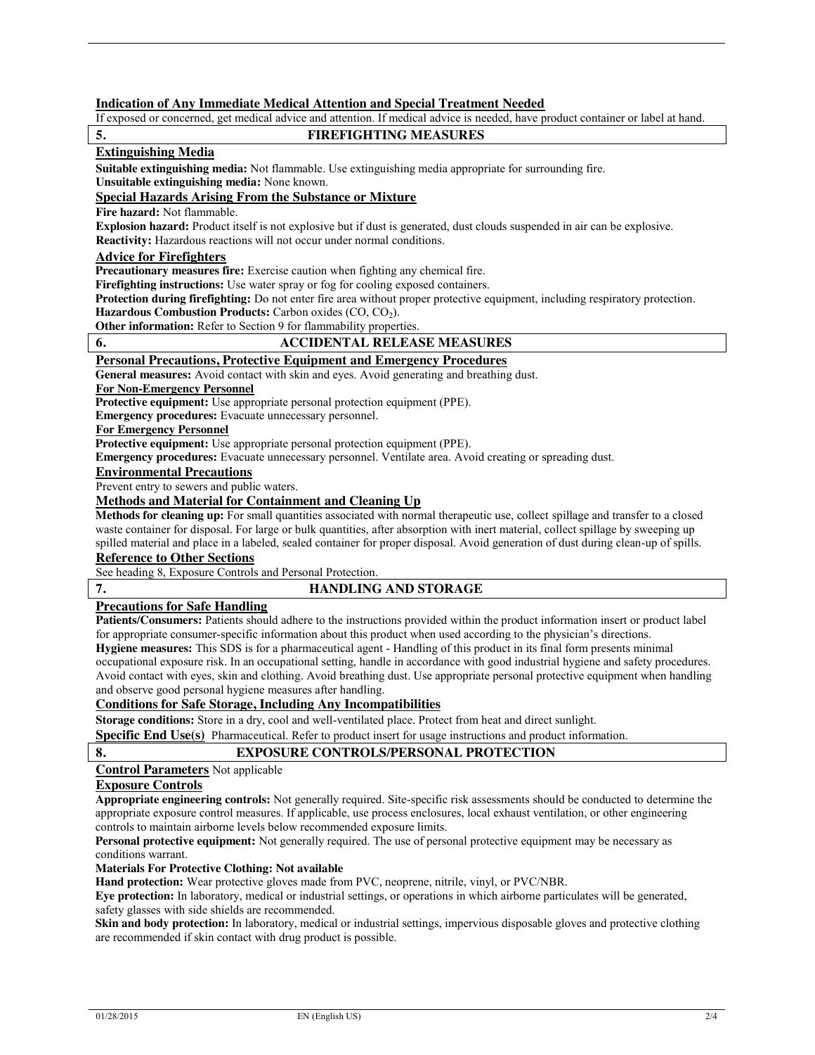### Indication of Any Immediate Medical Attention and Special Treatment Needed

If exposed or concerned, get medical advice and attention. If medical advice is needed, have product container or label at hand.

## 5. FIREFIGHTING MEASURES

### Extinguishing Media

**Suitable extinguishing media:** Not flammable. Use extinguishing media appropriate for surrounding fire.

**Unsuitable extinguishing media:** None known.

### Special Hazards Arising From the Substance or Mixture

**Fire hazard:** Not flammable.

**Explosion hazard:** Product itself is not explosive but if dust is generated, dust clouds suspended in air can be explosive.

**Reactivity:** Hazardous reactions will not occur under normal conditions.

### Advice for Firefighters

**Precautionary measures fire:** Exercise caution when fighting any chemical fire.

**Firefighting instructions:** Use water spray or fog for cooling exposed containers.

**Protection during firefighting:** Do not enter fire area without proper protective equipment, including respiratory protection.

**Hazardous Combustion Products:** Carbon oxides ($CO$, $CO_2$).

**Other information:** Refer to Section 9 for flammability properties.

## 6. ACCIDENTAL RELEASE MEASURES

### Personal Precautions, Protective Equipment and Emergency Procedures

**General measures:** Avoid contact with skin and eyes. Avoid generating and breathing dust.

**For Non-Emergency Personnel**

**Protective equipment:** Use appropriate personal protection equipment (PPE).

**Emergency procedures:** Evacuate unnecessary personnel.

**For Emergency Personnel**

**Protective equipment:** Use appropriate personal protection equipment (PPE).

**Emergency procedures:** Evacuate unnecessary personnel. Ventilate area. Avoid creating or spreading dust.

### Environmental Precautions

Prevent entry to sewers and public waters.

### Methods and Material for Containment and Cleaning Up

**Methods for cleaning up:** For small quantities associated with normal therapeutic use, collect spillage and transfer to a closed waste container for disposal. For large or bulk quantities, after absorption with inert material, collect spillage by sweeping up spilled material and place in a labeled, sealed container for proper disposal. Avoid generation of dust during clean-up of spills.

### Reference to Other Sections

See heading 8, Exposure Controls and Personal Protection.

## 7. HANDLING AND STORAGE

### Precautions for Safe Handling

**Patients/Consumers:** Patients should adhere to the instructions provided within the product information insert or product label for appropriate consumer-specific information about this product when used according to the physician's directions.

**Hygiene measures:** This SDS is for a pharmaceutical agent - Handling of this product in its final form presents minimal occupational exposure risk. In an occupational setting, handle in accordance with good industrial hygiene and safety procedures. Avoid contact with eyes, skin and clothing. Avoid breathing dust. Use appropriate personal protective equipment when handling and observe good personal hygiene measures after handling.

### Conditions for Safe Storage, Including Any Incompatibilities

**Storage conditions:** Store in a dry, cool and well-ventilated place. Protect from heat and direct sunlight.

**Specific End Use(s)** Pharmaceutical. Refer to product insert for usage instructions and product information.

## 8. EXPOSURE CONTROLS/PERSONAL PROTECTION

**Control Parameters** Not applicable

### Exposure Controls

**Appropriate engineering controls:** Not generally required. Site-specific risk assessments should be conducted to determine the appropriate exposure control measures. If applicable, use process enclosures, local exhaust ventilation, or other engineering controls to maintain airborne levels below recommended exposure limits.

**Personal protective equipment:** Not generally required. The use of personal protective equipment may be necessary as conditions warrant.

**Materials For Protective Clothing: Not available**

**Hand protection:** Wear protective gloves made from PVC, neoprene, nitrile, vinyl, or PVC/NBR.

**Eye protection:** In laboratory, medical or industrial settings, or operations in which airborne particulates will be generated, safety glasses with side shields are recommended.

**Skin and body protection:** In laboratory, medical or industrial settings, impervious disposable gloves and protective clothing are recommended if skin contact with drug product is possible.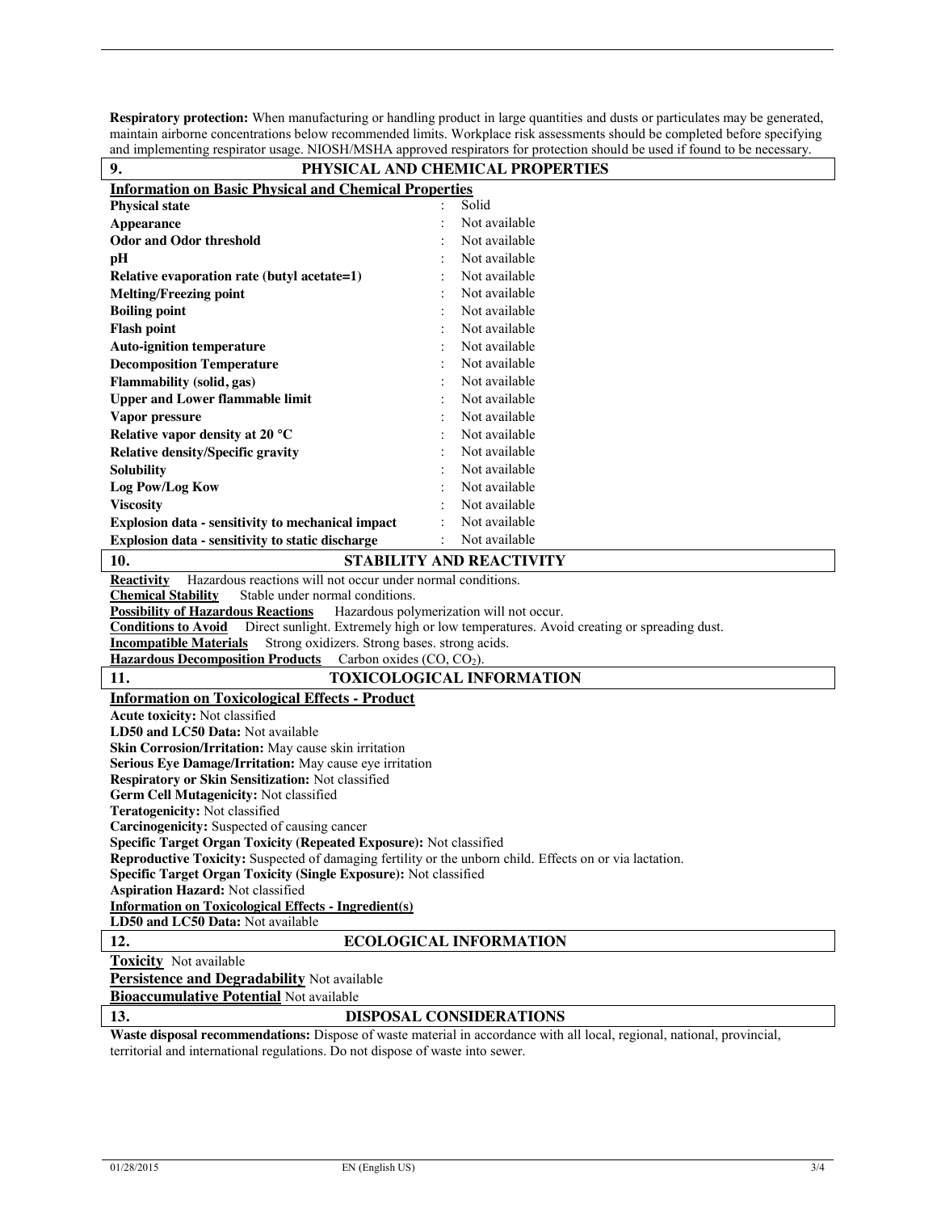**Respiratory protection:** When manufacturing or handling product in large quantities and dusts or particulates may be generated, maintain airborne concentrations below recommended limits. Workplace risk assessments should be completed before specifying and implementing respirator usage. NIOSH/MSHA approved respirators for protection should be used if found to be necessary.

## 9. PHYSICAL AND CHEMICAL PROPERTIES

**Information on Basic Physical and Chemical Properties**

| Property | | Value |
|---|---|---|
| **Physical state** | : | Solid |
| **Appearance** | : | Not available |
| **Odor and Odor threshold** | : | Not available |
| **pH** | : | Not available |
| **Relative evaporation rate (butyl acetate=1)** | : | Not available |
| **Melting/Freezing point** | : | Not available |
| **Boiling point** | : | Not available |
| **Flash point** | : | Not available |
| **Auto-ignition temperature** | : | Not available |
| **Decomposition Temperature** | : | Not available |
| **Flammability (solid, gas)** | : | Not available |
| **Upper and Lower flammable limit** | : | Not available |
| **Vapor pressure** | : | Not available |
| **Relative vapor density at 20 °C** | : | Not available |
| **Relative density/Specific gravity** | : | Not available |
| **Solubility** | : | Not available |
| **Log Pow/Log Kow** | : | Not available |
| **Viscosity** | : | Not available |
| **Explosion data - sensitivity to mechanical impact** | : | Not available |
| **Explosion data - sensitivity to static discharge** | : | Not available |

## 10. STABILITY AND REACTIVITY

**Reactivity** Hazardous reactions will not occur under normal conditions.

**Chemical Stability** Stable under normal conditions.

**Possibility of Hazardous Reactions** Hazardous polymerization will not occur.

**Conditions to Avoid** Direct sunlight. Extremely high or low temperatures. Avoid creating or spreading dust.

**Incompatible Materials** Strong oxidizers. Strong bases. strong acids.

**Hazardous Decomposition Products** Carbon oxides ($CO$, $CO_2$).

## 11. TOXICOLOGICAL INFORMATION

**Information on Toxicological Effects - Product**

**Acute toxicity:** Not classified

**LD50 and LC50 Data:** Not available

**Skin Corrosion/Irritation:** May cause skin irritation

**Serious Eye Damage/Irritation:** May cause eye irritation

**Respiratory or Skin Sensitization:** Not classified

**Germ Cell Mutagenicity:** Not classified

**Teratogenicity:** Not classified

**Carcinogenicity:** Suspected of causing cancer

**Specific Target Organ Toxicity (Repeated Exposure):** Not classified

**Reproductive Toxicity:** Suspected of damaging fertility or the unborn child. Effects on or via lactation.

**Specific Target Organ Toxicity (Single Exposure):** Not classified

**Aspiration Hazard:** Not classified

**Information on Toxicological Effects - Ingredient(s)**

**LD50 and LC50 Data:** Not available

## 12. ECOLOGICAL INFORMATION

**Toxicity** Not available

**Persistence and Degradability** Not available

**Bioaccumulative Potential** Not available

## 13. DISPOSAL CONSIDERATIONS

**Waste disposal recommendations:** Dispose of waste material in accordance with all local, regional, national, provincial, territorial and international regulations. Do not dispose of waste into sewer.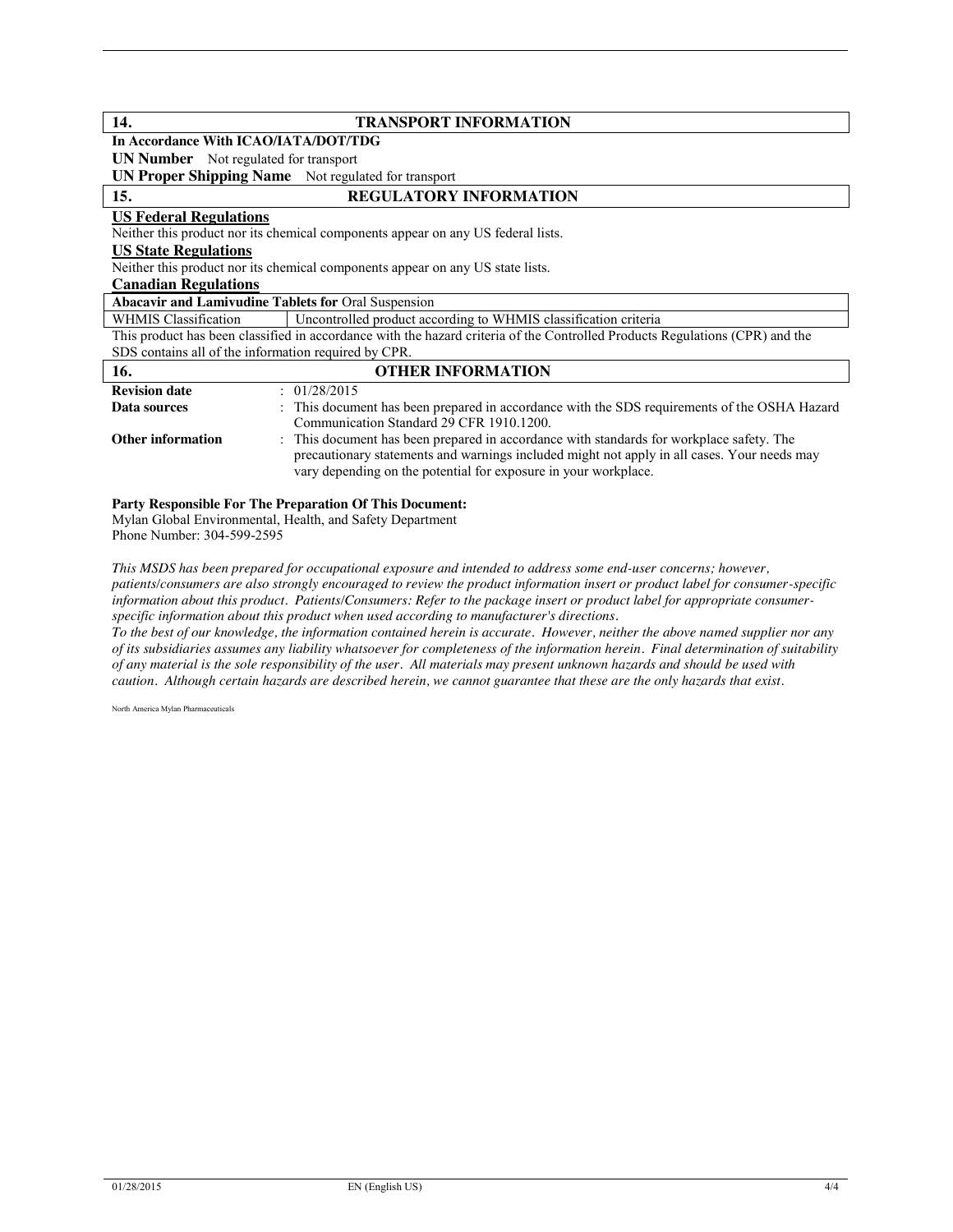## 14. TRANSPORT INFORMATION

**In Accordance With ICAO/IATA/DOT/TDG**

**UN Number** Not regulated for transport

**UN Proper Shipping Name** Not regulated for transport

## 15. REGULATORY INFORMATION

**US Federal Regulations**

Neither this product nor its chemical components appear on any US federal lists.

**US State Regulations**

Neither this product nor its chemical components appear on any US state lists.

**Canadian Regulations**

| **Abacavir and Lamivudine Tablets for** Oral Suspension | |
|---|---|
| WHMIS Classification | Uncontrolled product according to WHMIS classification criteria |

This product has been classified in accordance with the hazard criteria of the Controlled Products Regulations (CPR) and the SDS contains all of the information required by CPR.

## 16. OTHER INFORMATION

| | |
|---|---|
| **Revision date** | : 01/28/2015 |
| **Data sources** | : This document has been prepared in accordance with the SDS requirements of the OSHA Hazard Communication Standard 29 CFR 1910.1200. |
| **Other information** | : This document has been prepared in accordance with standards for workplace safety. The precautionary statements and warnings included might not apply in all cases. Your needs may vary depending on the potential for exposure in your workplace. |

**Party Responsible For The Preparation Of This Document:**

Mylan Global Environmental, Health, and Safety Department

Phone Number: 304-599-2595

*This MSDS has been prepared for occupational exposure and intended to address some end-user concerns; however, patients/consumers are also strongly encouraged to review the product information insert or product label for consumer-specific information about this product. Patients/Consumers: Refer to the package insert or product label for appropriate consumer-specific information about this product when used according to manufacturer's directions.*

*To the best of our knowledge, the information contained herein is accurate. However, neither the above named supplier nor any of its subsidiaries assumes any liability whatsoever for completeness of the information herein. Final determination of suitability of any material is the sole responsibility of the user. All materials may present unknown hazards and should be used with caution. Although certain hazards are described herein, we cannot guarantee that these are the only hazards that exist.*

North America Mylan Pharmaceuticals